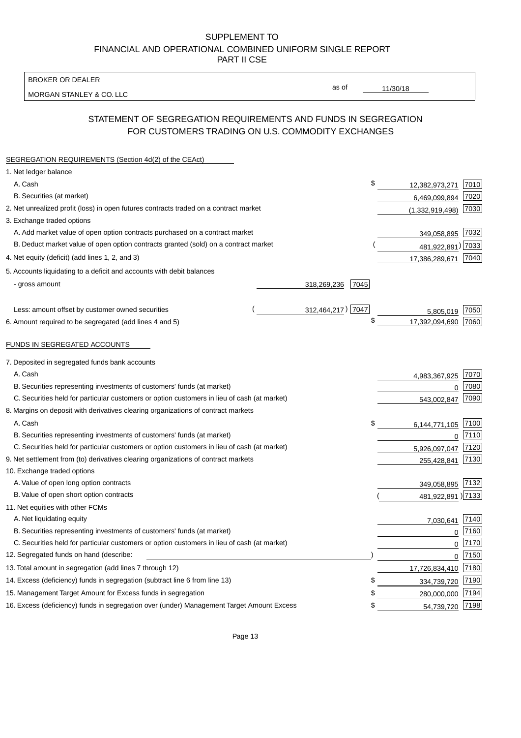SUPPLEMENT TO
FINANCIAL AND OPERATIONAL COMBINED UNIFORM SINGLE REPORT
PART II CSE

| BROKER OR DEALER | | |
|---|---|---|
| MORGAN STANLEY & CO. LLC | as of | 11/30/18 |

## STATEMENT OF SEGREGATION REQUIREMENTS AND FUNDS IN SEGREGATION FOR CUSTOMERS TRADING ON U.S. COMMODITY EXCHANGES

| SEGREGATION REQUIREMENTS (Section 4d(2) of the CEAct) | | | | |
|---|---|---|---|---|
| 1. Net ledger balance | | | | |
| A. Cash | | | $ 12,382,973,271 | 7010 |
| B. Securities (at market) | | | 6,469,099,894 | 7020 |
| 2. Net unrealized profit (loss) in open futures contracts traded on a contract market | | | (1,332,919,498) | 7030 |
| 3. Exchange traded options | | | | |
| A. Add market value of open option contracts purchased on a contract market | | | 349,058,895 | 7032 |
| B. Deduct market value of open option contracts granted (sold) on a contract market | | | ( 481,922,891) | 7033 |
| 4. Net equity (deficit) (add lines 1, 2, and 3) | | | 17,386,289,671 | 7040 |
| 5. Accounts liquidating to a deficit and accounts with debit balances | | | | |
| - gross amount | 318,269,236 | 7045 | | |
| Less: amount offset by customer owned securities | ( 312,464,217) | 7047 | 5,805,019 | 7050 |
| 6. Amount required to be segregated (add lines 4 and 5) | | | $ 17,392,094,690 | 7060 |

| FUNDS IN SEGREGATED ACCOUNTS | | |
|---|---|---|
| 7. Deposited in segregated funds bank accounts | | |
| A. Cash | 4,983,367,925 | 7070 |
| B. Securities representing investments of customers' funds (at market) | 0 | 7080 |
| C. Securities held for particular customers or option customers in lieu of cash (at market) | 543,002,847 | 7090 |
| 8. Margins on deposit with derivatives clearing organizations of contract markets | | |
| A. Cash | $ 6,144,771,105 | 7100 |
| B. Securities representing investments of customers' funds (at market) | 0 | 7110 |
| C. Securities held for particular customers or option customers in lieu of cash (at market) | 5,926,097,047 | 7120 |
| 9. Net settlement from (to) derivatives clearing organizations of contract markets | 255,428,841 | 7130 |
| 10. Exchange traded options | | |
| A. Value of open long option contracts | 349,058,895 | 7132 |
| B. Value of open short option contracts | ( 481,922,891) | 7133 |
| 11. Net equities with other FCMs | | |
| A. Net liquidating equity | 7,030,641 | 7140 |
| B. Securities representing investments of customers' funds (at market) | 0 | 7160 |
| C. Securities held for particular customers or option customers in lieu of cash (at market) | 0 | 7170 |
| 12. Segregated funds on hand (describe: ) | 0 | 7150 |
| 13. Total amount in segregation (add lines 7 through 12) | 17,726,834,410 | 7180 |
| 14. Excess (deficiency) funds in segregation (subtract line 6 from line 13) | $ 334,739,720 | 7190 |
| 15. Management Target Amount for Excess funds in segregation | $ 280,000,000 | 7194 |
| 16. Excess (deficiency) funds in segregation over (under) Management Target Amount Excess | $ 54,739,720 | 7198 |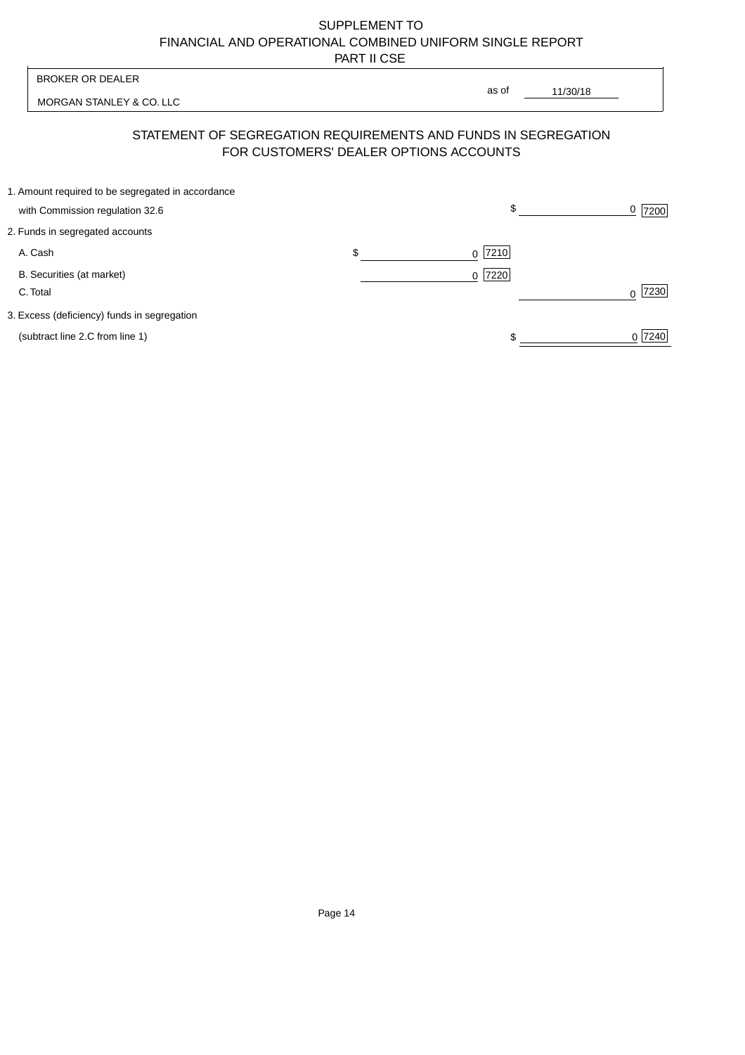SUPPLEMENT TO
FINANCIAL AND OPERATIONAL COMBINED UNIFORM SINGLE REPORT
PART II CSE

| BROKER OR DEALER | | |
|---|---|---|
| MORGAN STANLEY & CO. LLC | as of | 11/30/18 |

## STATEMENT OF SEGREGATION REQUIREMENTS AND FUNDS IN SEGREGATION FOR CUSTOMERS' DEALER OPTIONS ACCOUNTS

| | | |
|---|---|---|
| 1. Amount required to be segregated in accordance with Commission regulation 32.6 | | $ 0 [7200] |
| 2. Funds in segregated accounts | | |
| A. Cash | $ 0 [7210] | |
| B. Securities (at market) | 0 [7220] | |
| C. Total | | 0 [7230] |
| 3. Excess (deficiency) funds in segregation (subtract line 2.C from line 1) | | $ 0 [7240] |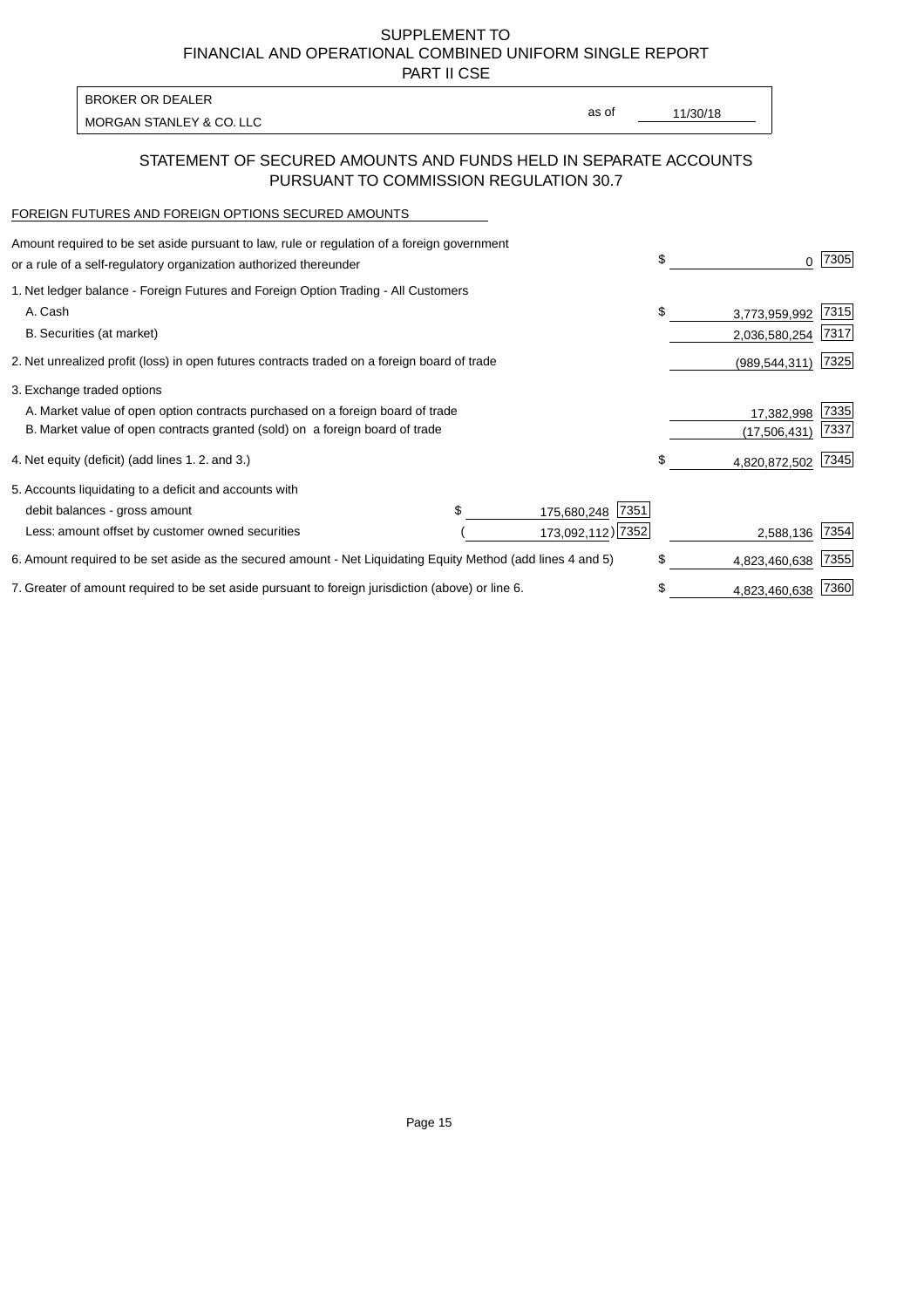# SUPPLEMENT TO
# FINANCIAL AND OPERATIONAL COMBINED UNIFORM SINGLE REPORT
# PART II CSE

| BROKER OR DEALER | | |
|---|---|---|
| MORGAN STANLEY & CO. LLC | as of | 11/30/18 |

## STATEMENT OF SECURED AMOUNTS AND FUNDS HELD IN SEPARATE ACCOUNTS PURSUANT TO COMMISSION REGULATION 30.7

### FOREIGN FUTURES AND FOREIGN OPTIONS SECURED AMOUNTS

| | | | | |
|---|---|---|---|---|
| Amount required to be set aside pursuant to law, rule or regulation of a foreign government or a rule of a self-regulatory organization authorized thereunder | | | $ 0 | 7305 |
| 1. Net ledger balance - Foreign Futures and Foreign Option Trading - All Customers | | | | |
| A. Cash | | | $ 3,773,959,992 | 7315 |
| B. Securities (at market) | | | 2,036,580,254 | 7317 |
| 2. Net unrealized profit (loss) in open futures contracts traded on a foreign board of trade | | | (989,544,311) | 7325 |
| 3. Exchange traded options | | | | |
| A. Market value of open option contracts purchased on a foreign board of trade | | | 17,382,998 | 7335 |
| B. Market value of open contracts granted (sold) on a foreign board of trade | | | (17,506,431) | 7337 |
| 4. Net equity (deficit) (add lines 1. 2. and 3.) | | | $ 4,820,872,502 | 7345 |
| 5. Accounts liquidating to a deficit and accounts with | | | | |
| debit balances - gross amount | $ 175,680,248 | 7351 | | |
| Less: amount offset by customer owned securities | ( 173,092,112) | 7352 | 2,588,136 | 7354 |
| 6. Amount required to be set aside as the secured amount - Net Liquidating Equity Method (add lines 4 and 5) | | | $ 4,823,460,638 | 7355 |
| 7. Greater of amount required to be set aside pursuant to foreign jurisdiction (above) or line 6. | | | $ 4,823,460,638 | 7360 |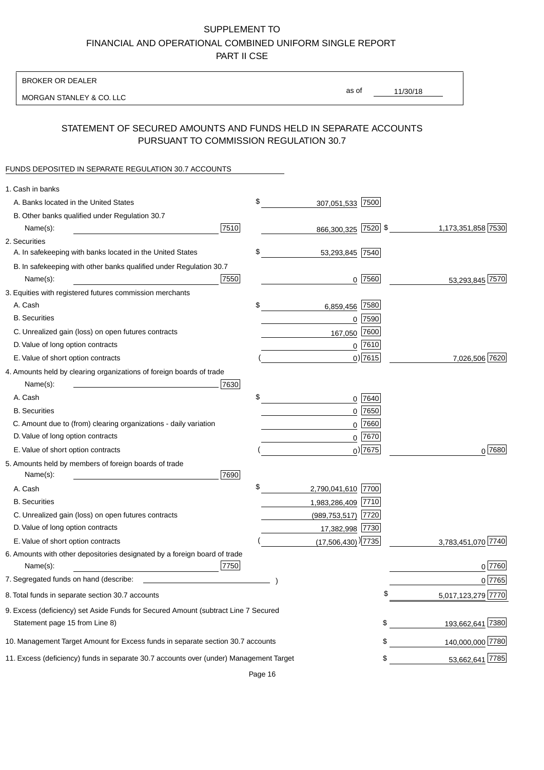SUPPLEMENT TO
FINANCIAL AND OPERATIONAL COMBINED UNIFORM SINGLE REPORT
PART II CSE

BROKER OR DEALER

MORGAN STANLEY & CO. LLC

as of 11/30/18

## STATEMENT OF SECURED AMOUNTS AND FUNDS HELD IN SEPARATE ACCOUNTS PURSUANT TO COMMISSION REGULATION 30.7

FUNDS DEPOSITED IN SEPARATE REGULATION 30.7 ACCOUNTS

| | | | |
|---|---|---|---|
| 1. Cash in banks | | | |
| A. Banks located in the United States | | $ 307,051,533 [7500] | |
| B. Other banks qualified under Regulation 30.7 Name(s): | [7510] | 866,300,325 [7520] | $ 1,173,351,858 [7530] |
| 2. Securities | | | |
| A. In safekeeping with banks located in the United States | | $ 53,293,845 [7540] | |
| B. In safekeeping with other banks qualified under Regulation 30.7 Name(s): | [7550] | 0 [7560] | 53,293,845 [7570] |
| 3. Equities with registered futures commission merchants | | | |
| A. Cash | | $ 6,859,456 [7580] | |
| B. Securities | | 0 [7590] | |
| C. Unrealized gain (loss) on open futures contracts | | 167,050 [7600] | |
| D. Value of long option contracts | | 0 [7610] | |
| E. Value of short option contracts | | ( 0) [7615] | 7,026,506 [7620] |
| 4. Amounts held by clearing organizations of foreign boards of trade Name(s): | [7630] | | |
| A. Cash | | $ 0 [7640] | |
| B. Securities | | 0 [7650] | |
| C. Amount due to (from) clearing organizations - daily variation | | 0 [7660] | |
| D. Value of long option contracts | | 0 [7670] | |
| E. Value of short option contracts | | ( 0) [7675] | 0 [7680] |
| 5. Amounts held by members of foreign boards of trade Name(s): | [7690] | | |
| A. Cash | | $ 2,790,041,610 [7700] | |
| B. Securities | | 1,983,286,409 [7710] | |
| C. Unrealized gain (loss) on open futures contracts | | (989,753,517) [7720] | |
| D. Value of long option contracts | | 17,382,998 [7730] | |
| E. Value of short option contracts | | ( (17,506,430) ) [7735] | 3,783,451,070 [7740] |
| 6. Amounts with other depositories designated by a foreign board of trade Name(s): | [7750] | | 0 [7760] |
| 7. Segregated funds on hand (describe: ) | | | 0 [7765] |
| 8. Total funds in separate section 30.7 accounts | | | $ 5,017,123,279 [7770] |
| 9. Excess (deficiency) set Aside Funds for Secured Amount (subtract Line 7 Secured Statement page 15 from Line 8) | | | $ 193,662,641 [7380] |
| 10. Management Target Amount for Excess funds in separate section 30.7 accounts | | | $ 140,000,000 [7780] |
| 11. Excess (deficiency) funds in separate 30.7 accounts over (under) Management Target | | | $ 53,662,641 [7785] |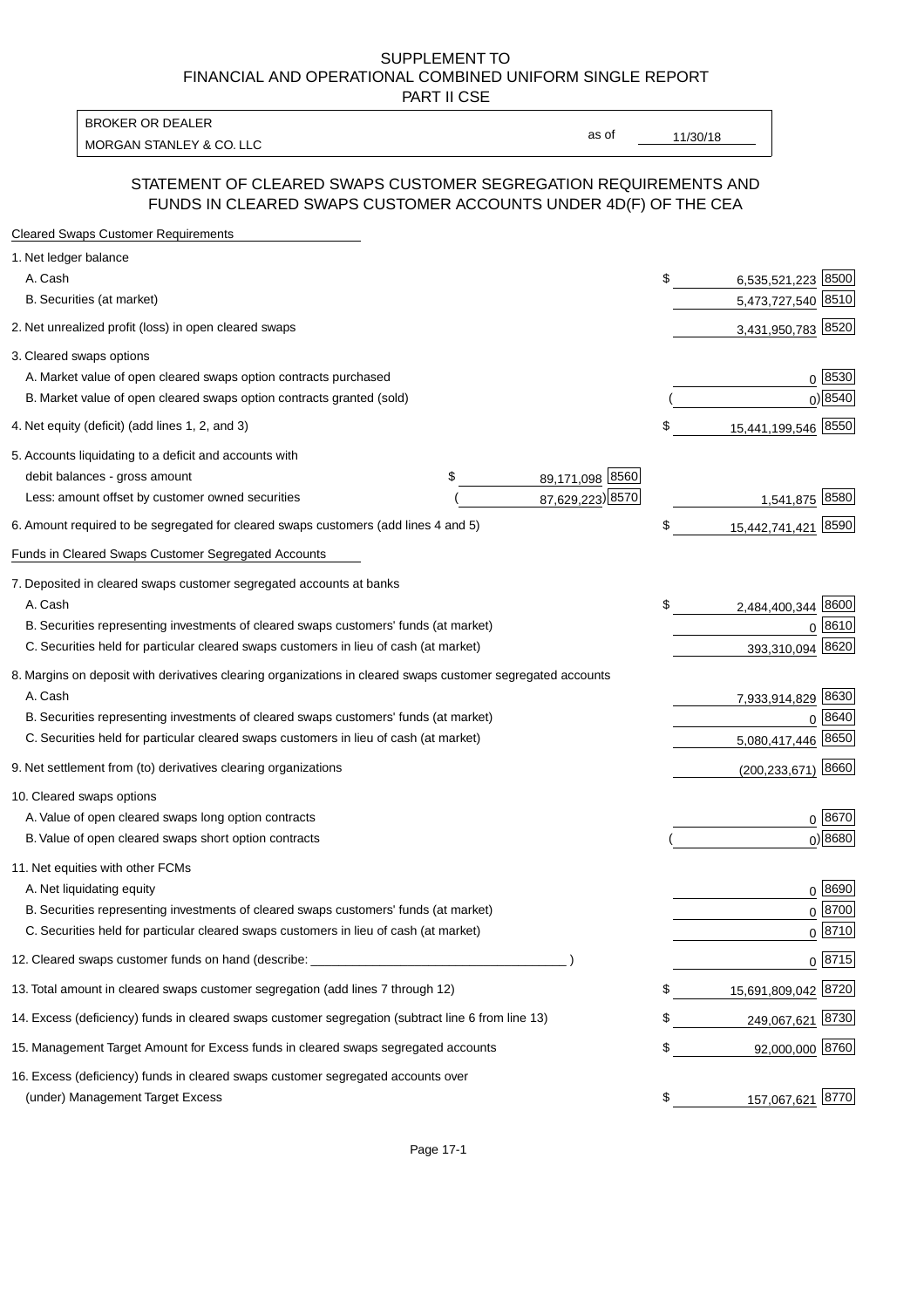SUPPLEMENT TO
FINANCIAL AND OPERATIONAL COMBINED UNIFORM SINGLE REPORT
PART II CSE

| BROKER OR DEALER | | |
|---|---|---|
| MORGAN STANLEY & CO. LLC | as of | 11/30/18 |

## STATEMENT OF CLEARED SWAPS CUSTOMER SEGREGATION REQUIREMENTS AND FUNDS IN CLEARED SWAPS CUSTOMER ACCOUNTS UNDER 4D(F) OF THE CEA

| | | | | |
|---|---|---|---|---|
| **Cleared Swaps Customer Requirements** | | | | |
| 1. Net ledger balance | | | | |
| A. Cash | | | $ 6,535,521,223 | 8500 |
| B. Securities (at market) | | | 5,473,727,540 | 8510 |
| 2. Net unrealized profit (loss) in open cleared swaps | | | 3,431,950,783 | 8520 |
| 3. Cleared swaps options | | | | |
| A. Market value of open cleared swaps option contracts purchased | | | 0 | 8530 |
| B. Market value of open cleared swaps option contracts granted (sold) | | | ( 0) | 8540 |
| 4. Net equity (deficit) (add lines 1, 2, and 3) | | | $ 15,441,199,546 | 8550 |
| 5. Accounts liquidating to a deficit and accounts with | | | | |
| debit balances - gross amount | $ 89,171,098 | 8560 | | |
| Less: amount offset by customer owned securities | ( 87,629,223) | 8570 | 1,541,875 | 8580 |
| 6. Amount required to be segregated for cleared swaps customers (add lines 4 and 5) | | | $ 15,442,741,421 | 8590 |
| **Funds in Cleared Swaps Customer Segregated Accounts** | | | | |
| 7. Deposited in cleared swaps customer segregated accounts at banks | | | | |
| A. Cash | | | $ 2,484,400,344 | 8600 |
| B. Securities representing investments of cleared swaps customers' funds (at market) | | | 0 | 8610 |
| C. Securities held for particular cleared swaps customers in lieu of cash (at market) | | | 393,310,094 | 8620 |
| 8. Margins on deposit with derivatives clearing organizations in cleared swaps customer segregated accounts | | | | |
| A. Cash | | | 7,933,914,829 | 8630 |
| B. Securities representing investments of cleared swaps customers' funds (at market) | | | 0 | 8640 |
| C. Securities held for particular cleared swaps customers in lieu of cash (at market) | | | 5,080,417,446 | 8650 |
| 9. Net settlement from (to) derivatives clearing organizations | | | (200,233,671) | 8660 |
| 10. Cleared swaps options | | | | |
| A. Value of open cleared swaps long option contracts | | | 0 | 8670 |
| B. Value of open cleared swaps short option contracts | | | ( 0) | 8680 |
| 11. Net equities with other FCMs | | | | |
| A. Net liquidating equity | | | 0 | 8690 |
| B. Securities representing investments of cleared swaps customers' funds (at market) | | | 0 | 8700 |
| C. Securities held for particular cleared swaps customers in lieu of cash (at market) | | | 0 | 8710 |
| 12. Cleared swaps customer funds on hand (describe: ___) | | | 0 | 8715 |
| 13. Total amount in cleared swaps customer segregation (add lines 7 through 12) | | | $ 15,691,809,042 | 8720 |
| 14. Excess (deficiency) funds in cleared swaps customer segregation (subtract line 6 from line 13) | | | $ 249,067,621 | 8730 |
| 15. Management Target Amount for Excess funds in cleared swaps segregated accounts | | | $ 92,000,000 | 8760 |
| 16. Excess (deficiency) funds in cleared swaps customer segregated accounts over (under) Management Target Excess | | | $ 157,067,621 | 8770 |